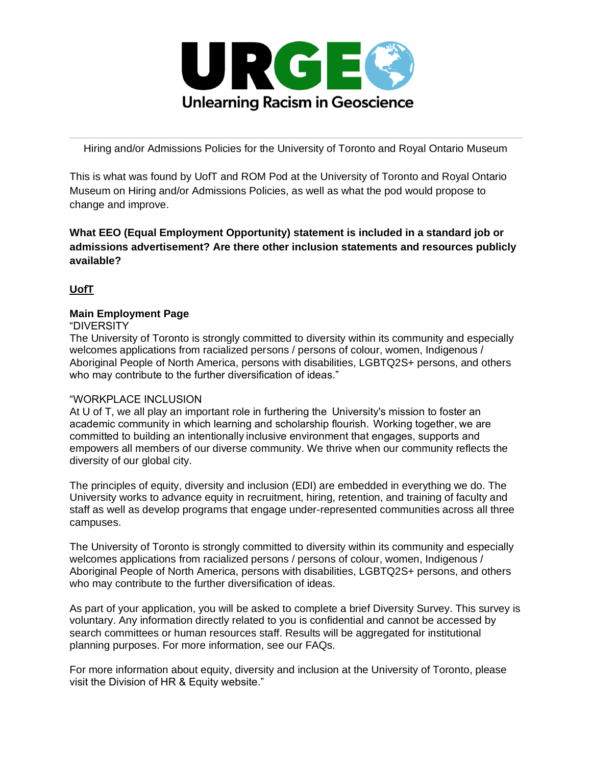# URGE

## Unlearning Racism in Geoscience

Hiring and/or Admissions Policies for the University of Toronto and Royal Ontario Museum

This is what was found by UofT and ROM Pod at the University of Toronto and Royal Ontario Museum on Hiring and/or Admissions Policies, as well as what the pod would propose to change and improve.

**What EEO (Equal Employment Opportunity) statement is included in a standard job or admissions advertisement? Are there other inclusion statements and resources publicly available?**

**UofT**

**Main Employment Page**

"DIVERSITY

The University of Toronto is strongly committed to diversity within its community and especially welcomes applications from racialized persons / persons of colour, women, Indigenous / Aboriginal People of North America, persons with disabilities, LGBTQ2S+ persons, and others who may contribute to the further diversification of ideas."

"WORKPLACE INCLUSION

At U of T, we all play an important role in furthering the University's mission to foster an academic community in which learning and scholarship flourish. Working together, we are committed to building an intentionally inclusive environment that engages, supports and empowers all members of our diverse community. We thrive when our community reflects the diversity of our global city.

The principles of equity, diversity and inclusion (EDI) are embedded in everything we do. The University works to advance equity in recruitment, hiring, retention, and training of faculty and staff as well as develop programs that engage under-represented communities across all three campuses.

The University of Toronto is strongly committed to diversity within its community and especially welcomes applications from racialized persons / persons of colour, women, Indigenous / Aboriginal People of North America, persons with disabilities, LGBTQ2S+ persons, and others who may contribute to the further diversification of ideas.

As part of your application, you will be asked to complete a brief Diversity Survey. This survey is voluntary. Any information directly related to you is confidential and cannot be accessed by search committees or human resources staff. Results will be aggregated for institutional planning purposes. For more information, see our FAQs.

For more information about equity, diversity and inclusion at the University of Toronto, please visit the Division of HR & Equity website."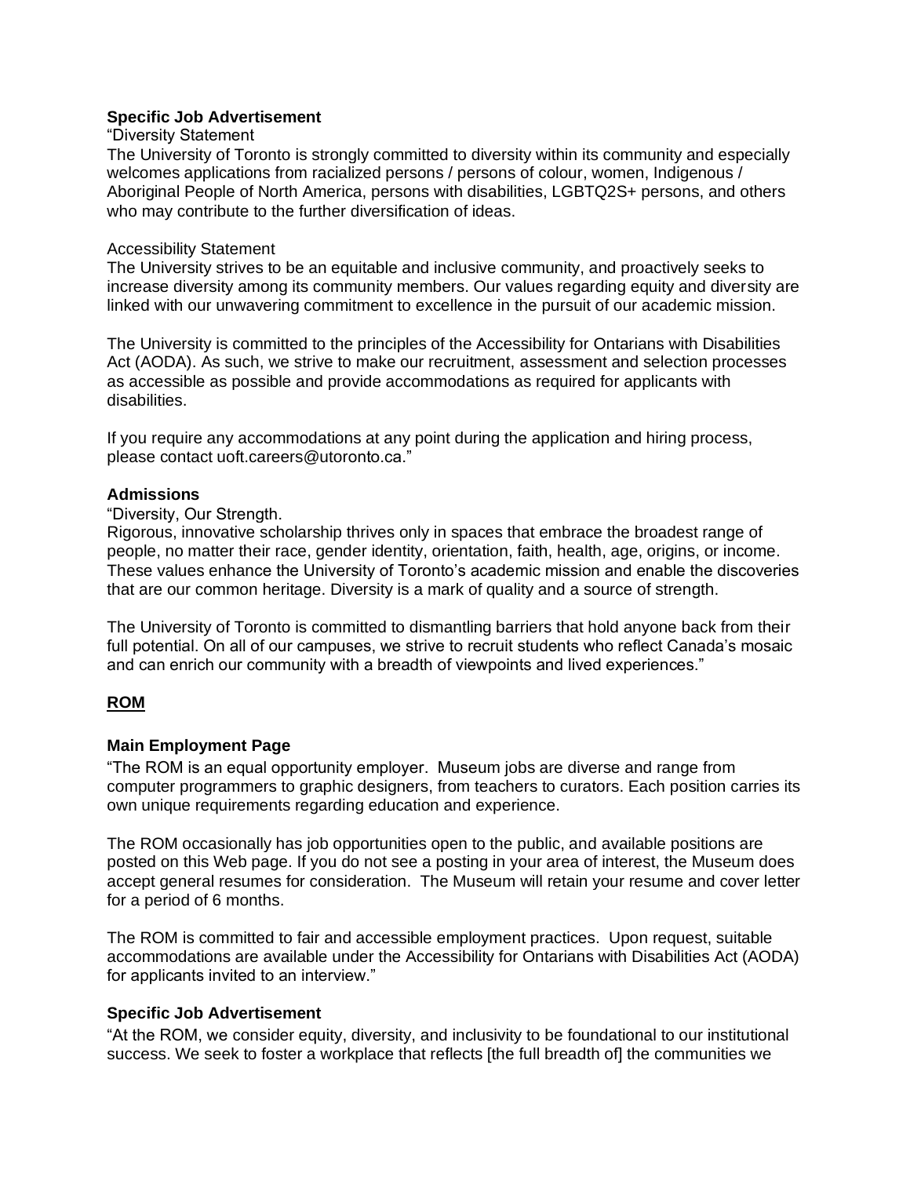**Specific Job Advertisement**

"Diversity Statement

The University of Toronto is strongly committed to diversity within its community and especially welcomes applications from racialized persons / persons of colour, women, Indigenous / Aboriginal People of North America, persons with disabilities, LGBTQ2S+ persons, and others who may contribute to the further diversification of ideas.

Accessibility Statement

The University strives to be an equitable and inclusive community, and proactively seeks to increase diversity among its community members. Our values regarding equity and diversity are linked with our unwavering commitment to excellence in the pursuit of our academic mission.

The University is committed to the principles of the Accessibility for Ontarians with Disabilities Act (AODA). As such, we strive to make our recruitment, assessment and selection processes as accessible as possible and provide accommodations as required for applicants with disabilities.

If you require any accommodations at any point during the application and hiring process, please contact uoft.careers@utoronto.ca."

**Admissions**

"Diversity, Our Strength.

Rigorous, innovative scholarship thrives only in spaces that embrace the broadest range of people, no matter their race, gender identity, orientation, faith, health, age, origins, or income. These values enhance the University of Toronto's academic mission and enable the discoveries that are our common heritage. Diversity is a mark of quality and a source of strength.

The University of Toronto is committed to dismantling barriers that hold anyone back from their full potential. On all of our campuses, we strive to recruit students who reflect Canada's mosaic and can enrich our community with a breadth of viewpoints and lived experiences."

## ROM

**Main Employment Page**

"The ROM is an equal opportunity employer. Museum jobs are diverse and range from computer programmers to graphic designers, from teachers to curators. Each position carries its own unique requirements regarding education and experience.

The ROM occasionally has job opportunities open to the public, and available positions are posted on this Web page. If you do not see a posting in your area of interest, the Museum does accept general resumes for consideration. The Museum will retain your resume and cover letter for a period of 6 months.

The ROM is committed to fair and accessible employment practices. Upon request, suitable accommodations are available under the Accessibility for Ontarians with Disabilities Act (AODA) for applicants invited to an interview."

**Specific Job Advertisement**

"At the ROM, we consider equity, diversity, and inclusivity to be foundational to our institutional success. We seek to foster a workplace that reflects [the full breadth of] the communities we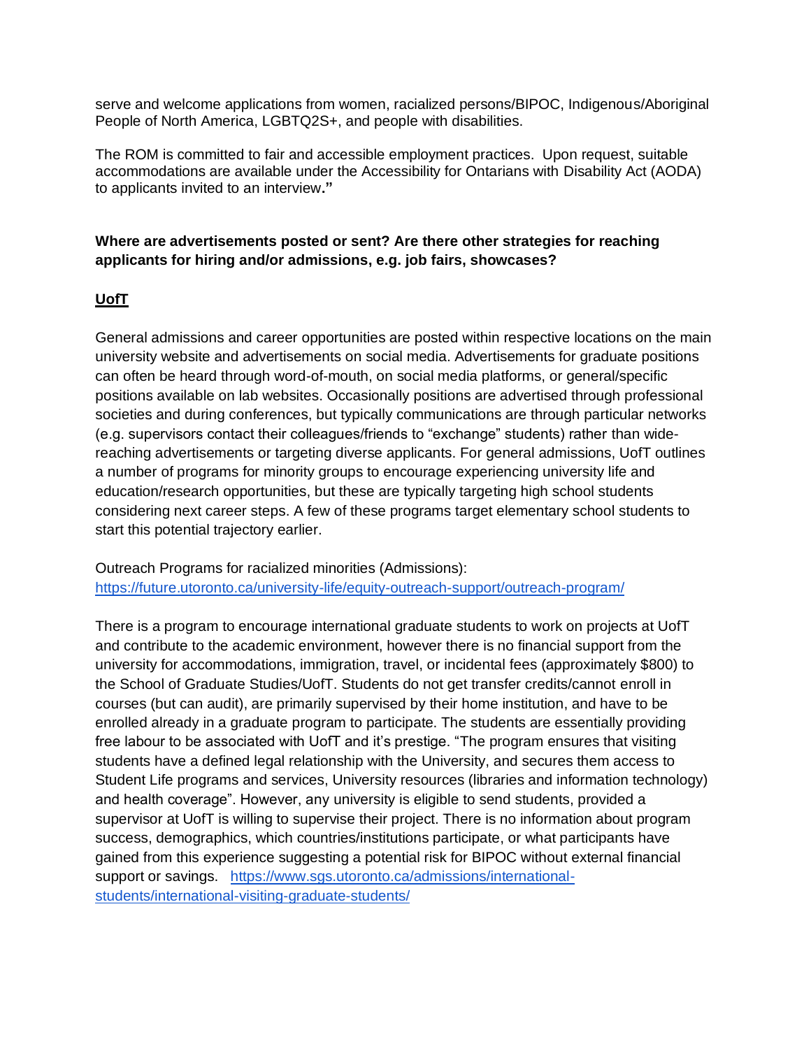serve and welcome applications from women, racialized persons/BIPOC, Indigenous/Aboriginal People of North America, LGBTQ2S+, and people with disabilities.

The ROM is committed to fair and accessible employment practices. Upon request, suitable accommodations are available under the Accessibility for Ontarians with Disability Act (AODA) to applicants invited to an interview**.”**

**Where are advertisements posted or sent? Are there other strategies for reaching applicants for hiring and/or admissions, e.g. job fairs, showcases?**

**UofT**

General admissions and career opportunities are posted within respective locations on the main university website and advertisements on social media. Advertisements for graduate positions can often be heard through word-of-mouth, on social media platforms, or general/specific positions available on lab websites. Occasionally positions are advertised through professional societies and during conferences, but typically communications are through particular networks (e.g. supervisors contact their colleagues/friends to “exchange” students) rather than wide-reaching advertisements or targeting diverse applicants. For general admissions, UofT outlines a number of programs for minority groups to encourage experiencing university life and education/research opportunities, but these are typically targeting high school students considering next career steps. A few of these programs target elementary school students to start this potential trajectory earlier.

Outreach Programs for racialized minorities (Admissions): https://future.utoronto.ca/university-life/equity-outreach-support/outreach-program/

There is a program to encourage international graduate students to work on projects at UofT and contribute to the academic environment, however there is no financial support from the university for accommodations, immigration, travel, or incidental fees (approximately $800) to the School of Graduate Studies/UofT. Students do not get transfer credits/cannot enroll in courses (but can audit), are primarily supervised by their home institution, and have to be enrolled already in a graduate program to participate. The students are essentially providing free labour to be associated with UofT and it’s prestige. “The program ensures that visiting students have a defined legal relationship with the University, and secures them access to Student Life programs and services, University resources (libraries and information technology) and health coverage”. However, any university is eligible to send students, provided a supervisor at UofT is willing to supervise their project. There is no information about program success, demographics, which countries/institutions participate, or what participants have gained from this experience suggesting a potential risk for BIPOC without external financial support or savings. https://www.sgs.utoronto.ca/admissions/international-students/international-visiting-graduate-students/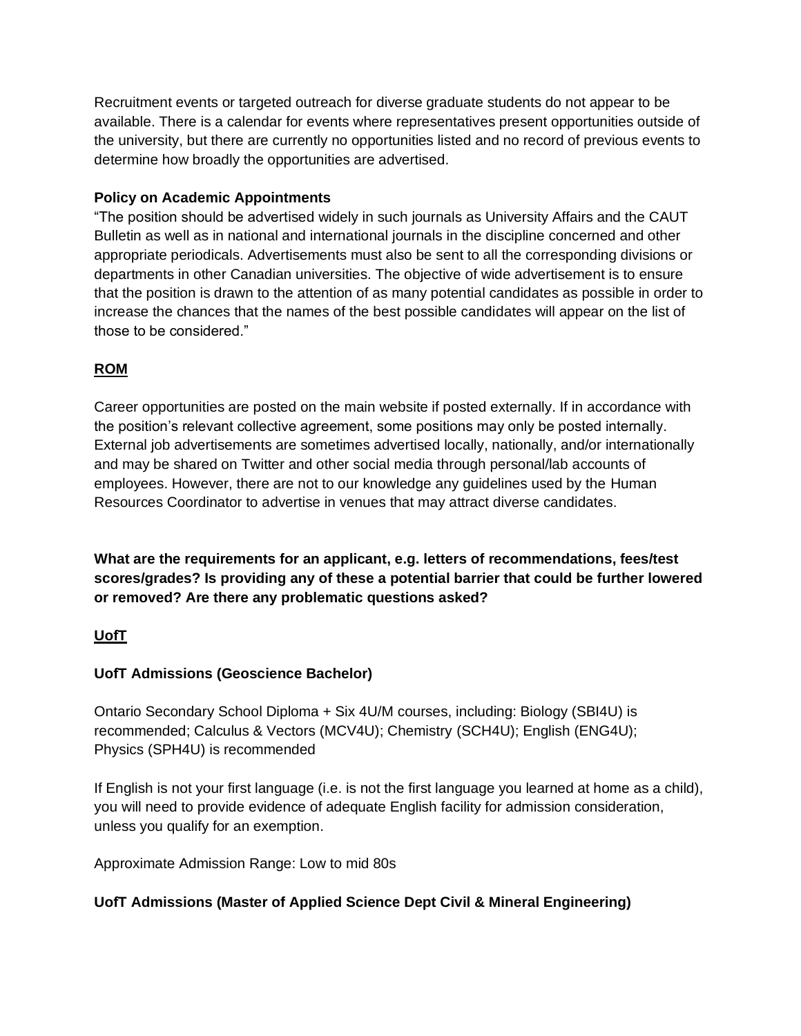Recruitment events or targeted outreach for diverse graduate students do not appear to be available. There is a calendar for events where representatives present opportunities outside of the university, but there are currently no opportunities listed and no record of previous events to determine how broadly the opportunities are advertised.

**Policy on Academic Appointments**

"The position should be advertised widely in such journals as University Affairs and the CAUT Bulletin as well as in national and international journals in the discipline concerned and other appropriate periodicals. Advertisements must also be sent to all the corresponding divisions or departments in other Canadian universities. The objective of wide advertisement is to ensure that the position is drawn to the attention of as many potential candidates as possible in order to increase the chances that the names of the best possible candidates will appear on the list of those to be considered."

**ROM**

Career opportunities are posted on the main website if posted externally. If in accordance with the position's relevant collective agreement, some positions may only be posted internally. External job advertisements are sometimes advertised locally, nationally, and/or internationally and may be shared on Twitter and other social media through personal/lab accounts of employees. However, there are not to our knowledge any guidelines used by the Human Resources Coordinator to advertise in venues that may attract diverse candidates.

**What are the requirements for an applicant, e.g. letters of recommendations, fees/test scores/grades? Is providing any of these a potential barrier that could be further lowered or removed? Are there any problematic questions asked?**

**UofT**

**UofT Admissions (Geoscience Bachelor)**

Ontario Secondary School Diploma + Six 4U/M courses, including: Biology (SBI4U) is recommended; Calculus & Vectors (MCV4U); Chemistry (SCH4U); English (ENG4U); Physics (SPH4U) is recommended

If English is not your first language (i.e. is not the first language you learned at home as a child), you will need to provide evidence of adequate English facility for admission consideration, unless you qualify for an exemption.

Approximate Admission Range: Low to mid 80s

**UofT Admissions (Master of Applied Science Dept Civil & Mineral Engineering)**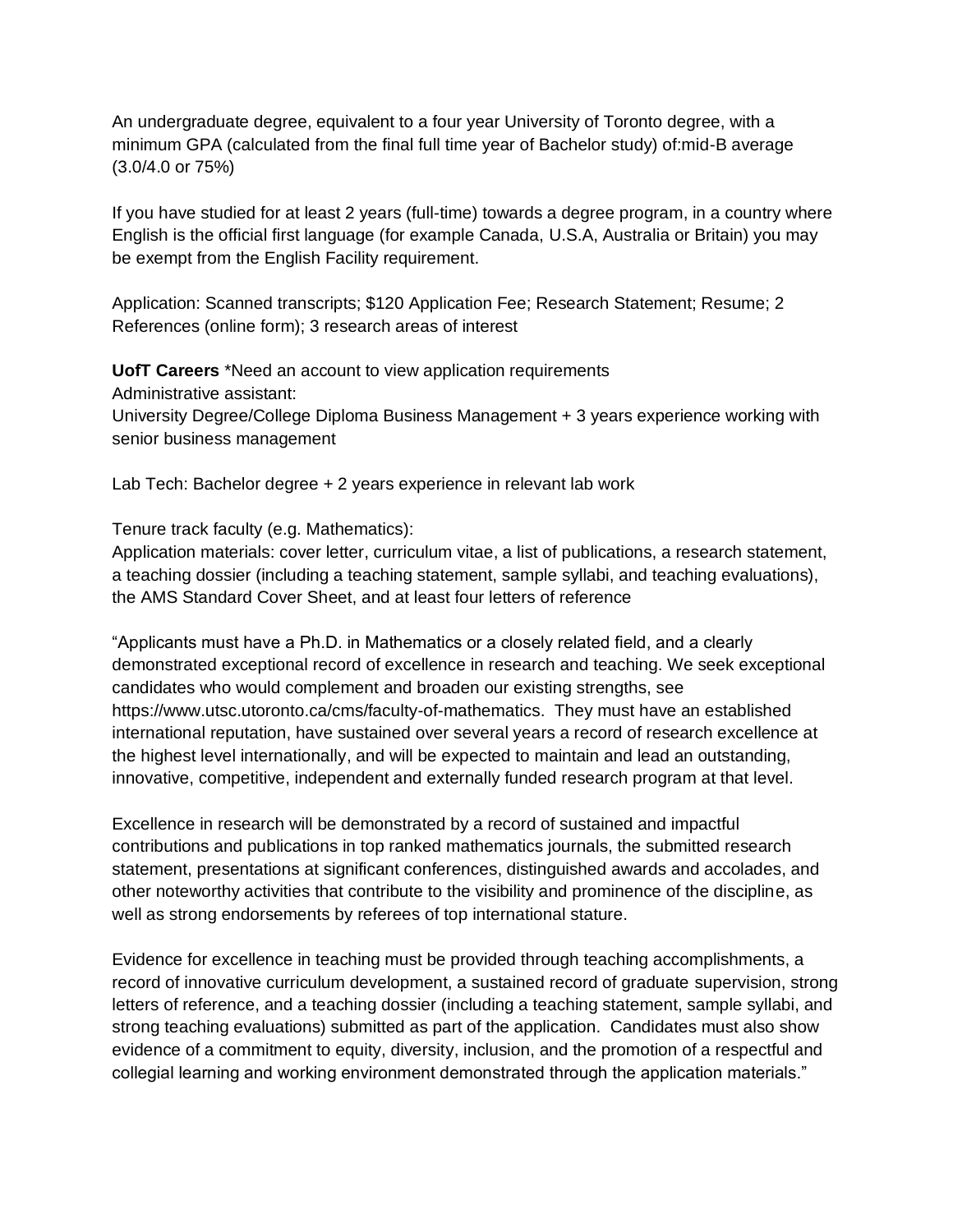An undergraduate degree, equivalent to a four year University of Toronto degree, with a minimum GPA (calculated from the final full time year of Bachelor study) of:mid-B average (3.0/4.0 or 75%)

If you have studied for at least 2 years (full-time) towards a degree program, in a country where English is the official first language (for example Canada, U.S.A, Australia or Britain) you may be exempt from the English Facility requirement.

Application: Scanned transcripts; $120 Application Fee; Research Statement; Resume; 2 References (online form); 3 research areas of interest

**UofT Careers** *Need an account to view application requirements
Administrative assistant:
University Degree/College Diploma Business Management + 3 years experience working with senior business management

Lab Tech: Bachelor degree + 2 years experience in relevant lab work

Tenure track faculty (e.g. Mathematics):
Application materials: cover letter, curriculum vitae, a list of publications, a research statement, a teaching dossier (including a teaching statement, sample syllabi, and teaching evaluations), the AMS Standard Cover Sheet, and at least four letters of reference

"Applicants must have a Ph.D. in Mathematics or a closely related field, and a clearly demonstrated exceptional record of excellence in research and teaching. We seek exceptional candidates who would complement and broaden our existing strengths, see https://www.utsc.utoronto.ca/cms/faculty-of-mathematics. They must have an established international reputation, have sustained over several years a record of research excellence at the highest level internationally, and will be expected to maintain and lead an outstanding, innovative, competitive, independent and externally funded research program at that level.

Excellence in research will be demonstrated by a record of sustained and impactful contributions and publications in top ranked mathematics journals, the submitted research statement, presentations at significant conferences, distinguished awards and accolades, and other noteworthy activities that contribute to the visibility and prominence of the discipline, as well as strong endorsements by referees of top international stature.

Evidence for excellence in teaching must be provided through teaching accomplishments, a record of innovative curriculum development, a sustained record of graduate supervision, strong letters of reference, and a teaching dossier (including a teaching statement, sample syllabi, and strong teaching evaluations) submitted as part of the application. Candidates must also show evidence of a commitment to equity, diversity, inclusion, and the promotion of a respectful and collegial learning and working environment demonstrated through the application materials."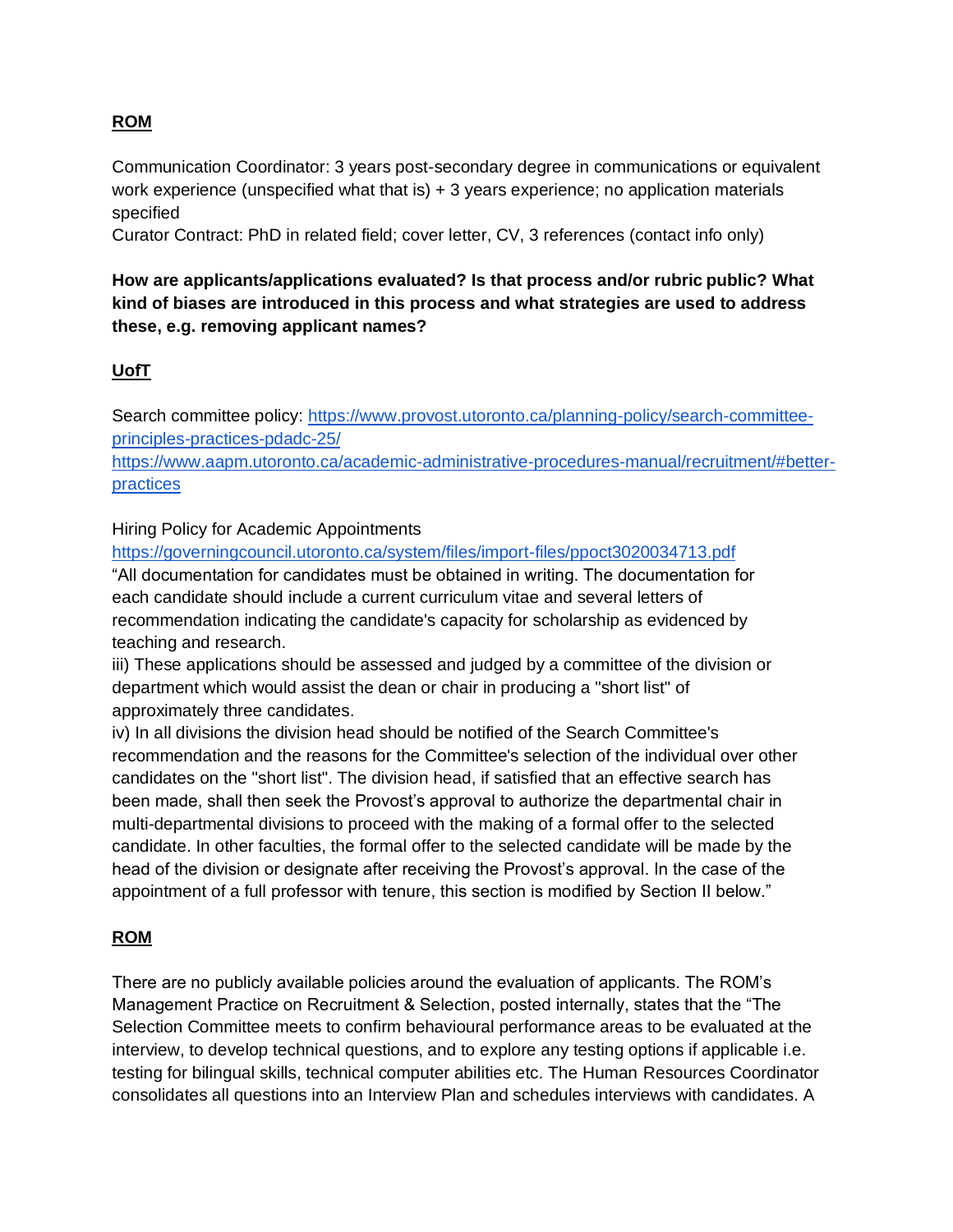**ROM**

Communication Coordinator: 3 years post-secondary degree in communications or equivalent work experience (unspecified what that is) + 3 years experience; no application materials specified

Curator Contract: PhD in related field; cover letter, CV, 3 references (contact info only)

**How are applicants/applications evaluated? Is that process and/or rubric public? What kind of biases are introduced in this process and what strategies are used to address these, e.g. removing applicant names?**

**UofT**

Search committee policy: [https://www.provost.utoronto.ca/planning-policy/search-committee-principles-practices-pdadc-25/](https://www.provost.utoronto.ca/planning-policy/search-committee-principles-practices-pdadc-25/)
[https://www.aapm.utoronto.ca/academic-administrative-procedures-manual/recruitment/#better-practices](https://www.aapm.utoronto.ca/academic-administrative-procedures-manual/recruitment/#better-practices)

Hiring Policy for Academic Appointments
[https://governingcouncil.utoronto.ca/system/files/import-files/ppoct3020034713.pdf](https://governingcouncil.utoronto.ca/system/files/import-files/ppoct3020034713.pdf)

“All documentation for candidates must be obtained in writing. The documentation for each candidate should include a current curriculum vitae and several letters of recommendation indicating the candidate's capacity for scholarship as evidenced by teaching and research.

iii) These applications should be assessed and judged by a committee of the division or department which would assist the dean or chair in producing a "short list" of approximately three candidates.

iv) In all divisions the division head should be notified of the Search Committee's recommendation and the reasons for the Committee's selection of the individual over other candidates on the "short list". The division head, if satisfied that an effective search has been made, shall then seek the Provost’s approval to authorize the departmental chair in multi-departmental divisions to proceed with the making of a formal offer to the selected candidate. In other faculties, the formal offer to the selected candidate will be made by the head of the division or designate after receiving the Provost’s approval. In the case of the appointment of a full professor with tenure, this section is modified by Section II below.”

**ROM**

There are no publicly available policies around the evaluation of applicants. The ROM’s Management Practice on Recruitment & Selection, posted internally, states that the “The Selection Committee meets to confirm behavioural performance areas to be evaluated at the interview, to develop technical questions, and to explore any testing options if applicable i.e. testing for bilingual skills, technical computer abilities etc. The Human Resources Coordinator consolidates all questions into an Interview Plan and schedules interviews with candidates. A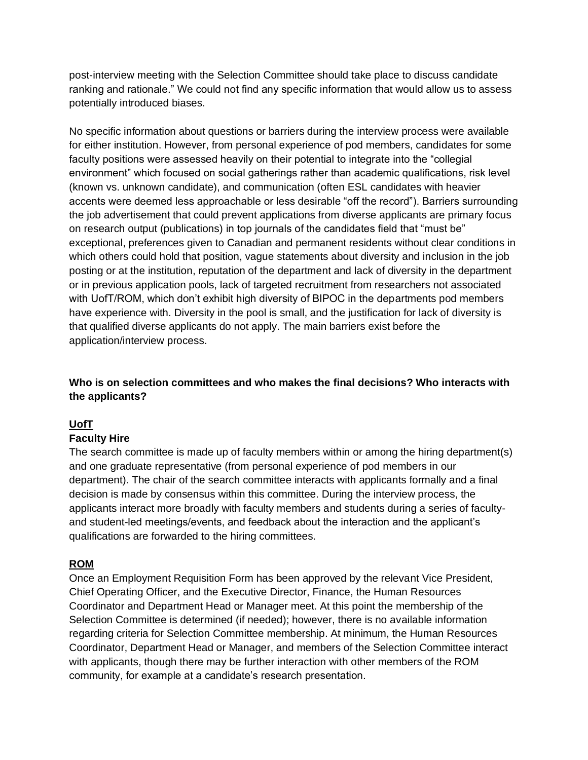post-interview meeting with the Selection Committee should take place to discuss candidate ranking and rationale." We could not find any specific information that would allow us to assess potentially introduced biases.

No specific information about questions or barriers during the interview process were available for either institution. However, from personal experience of pod members, candidates for some faculty positions were assessed heavily on their potential to integrate into the "collegial environment" which focused on social gatherings rather than academic qualifications, risk level (known vs. unknown candidate), and communication (often ESL candidates with heavier accents were deemed less approachable or less desirable "off the record"). Barriers surrounding the job advertisement that could prevent applications from diverse applicants are primary focus on research output (publications) in top journals of the candidates field that "must be" exceptional, preferences given to Canadian and permanent residents without clear conditions in which others could hold that position, vague statements about diversity and inclusion in the job posting or at the institution, reputation of the department and lack of diversity in the department or in previous application pools, lack of targeted recruitment from researchers not associated with UofT/ROM, which don't exhibit high diversity of BIPOC in the departments pod members have experience with. Diversity in the pool is small, and the justification for lack of diversity is that qualified diverse applicants do not apply. The main barriers exist before the application/interview process.

**Who is on selection committees and who makes the final decisions? Who interacts with the applicants?**

**UofT**

**Faculty Hire**

The search committee is made up of faculty members within or among the hiring department(s) and one graduate representative (from personal experience of pod members in our department). The chair of the search committee interacts with applicants formally and a final decision is made by consensus within this committee. During the interview process, the applicants interact more broadly with faculty members and students during a series of faculty- and student-led meetings/events, and feedback about the interaction and the applicant's qualifications are forwarded to the hiring committees.

**ROM**

Once an Employment Requisition Form has been approved by the relevant Vice President, Chief Operating Officer, and the Executive Director, Finance, the Human Resources Coordinator and Department Head or Manager meet. At this point the membership of the Selection Committee is determined (if needed); however, there is no available information regarding criteria for Selection Committee membership. At minimum, the Human Resources Coordinator, Department Head or Manager, and members of the Selection Committee interact with applicants, though there may be further interaction with other members of the ROM community, for example at a candidate's research presentation.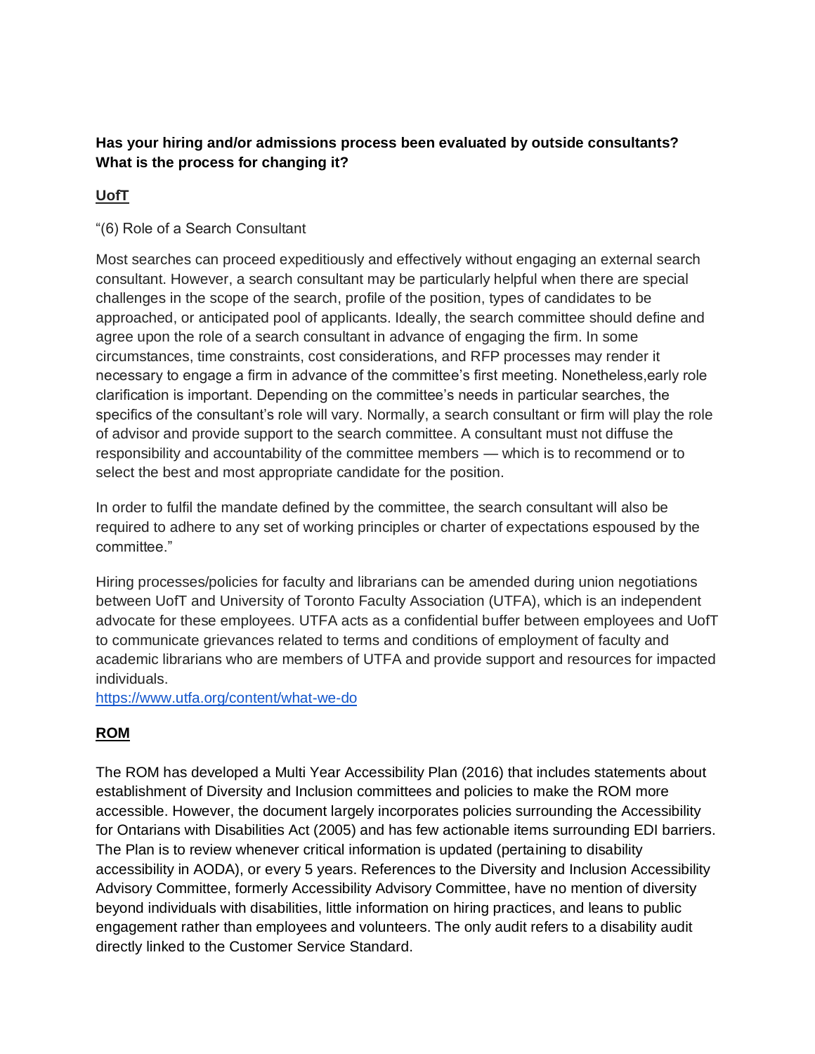**Has your hiring and/or admissions process been evaluated by outside consultants? What is the process for changing it?**

**<u>UofT</u>**

"(6) Role of a Search Consultant

Most searches can proceed expeditiously and effectively without engaging an external search consultant. However, a search consultant may be particularly helpful when there are special challenges in the scope of the search, profile of the position, types of candidates to be approached, or anticipated pool of applicants. Ideally, the search committee should define and agree upon the role of a search consultant in advance of engaging the firm. In some circumstances, time constraints, cost considerations, and RFP processes may render it necessary to engage a firm in advance of the committee's first meeting. Nonetheless,early role clarification is important. Depending on the committee's needs in particular searches, the specifics of the consultant's role will vary. Normally, a search consultant or firm will play the role of advisor and provide support to the search committee. A consultant must not diffuse the responsibility and accountability of the committee members — which is to recommend or to select the best and most appropriate candidate for the position.

In order to fulfil the mandate defined by the committee, the search consultant will also be required to adhere to any set of working principles or charter of expectations espoused by the committee."

Hiring processes/policies for faculty and librarians can be amended during union negotiations between UofT and University of Toronto Faculty Association (UTFA), which is an independent advocate for these employees. UTFA acts as a confidential buffer between employees and UofT to communicate grievances related to terms and conditions of employment of faculty and academic librarians who are members of UTFA and provide support and resources for impacted individuals.
https://www.utfa.org/content/what-we-do

**<u>ROM</u>**

The ROM has developed a Multi Year Accessibility Plan (2016) that includes statements about establishment of Diversity and Inclusion committees and policies to make the ROM more accessible. However, the document largely incorporates policies surrounding the Accessibility for Ontarians with Disabilities Act (2005) and has few actionable items surrounding EDI barriers. The Plan is to review whenever critical information is updated (pertaining to disability accessibility in AODA), or every 5 years. References to the Diversity and Inclusion Accessibility Advisory Committee, formerly Accessibility Advisory Committee, have no mention of diversity beyond individuals with disabilities, little information on hiring practices, and leans to public engagement rather than employees and volunteers. The only audit refers to a disability audit directly linked to the Customer Service Standard.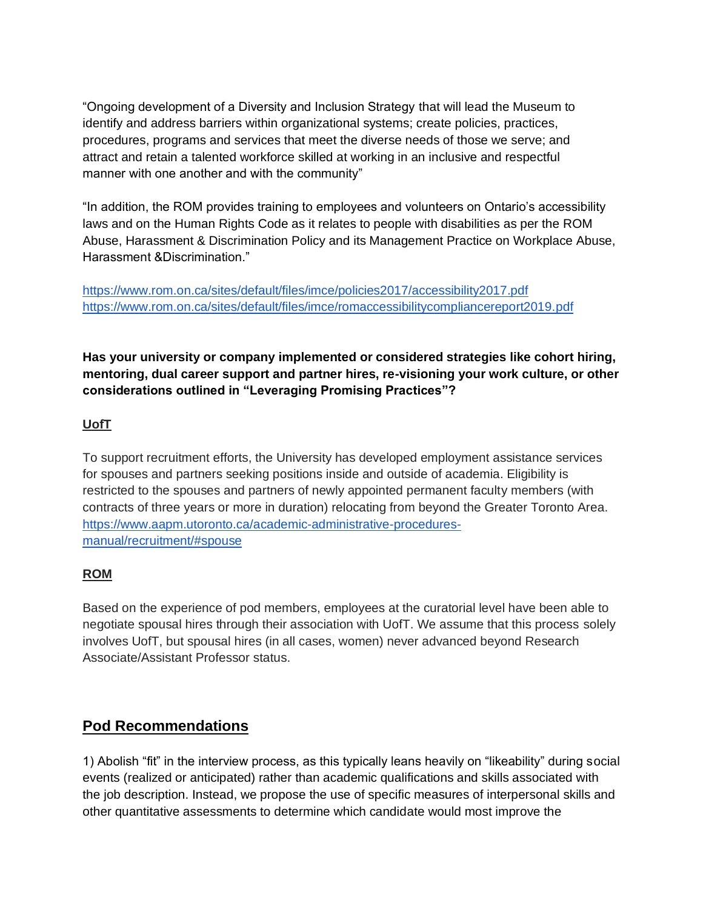"Ongoing development of a Diversity and Inclusion Strategy that will lead the Museum to identify and address barriers within organizational systems; create policies, practices, procedures, programs and services that meet the diverse needs of those we serve; and attract and retain a talented workforce skilled at working in an inclusive and respectful manner with one another and with the community"

"In addition, the ROM provides training to employees and volunteers on Ontario's accessibility laws and on the Human Rights Code as it relates to people with disabilities as per the ROM Abuse, Harassment & Discrimination Policy and its Management Practice on Workplace Abuse, Harassment &Discrimination."

https://www.rom.on.ca/sites/default/files/imce/policies2017/accessibility2017.pdf
https://www.rom.on.ca/sites/default/files/imce/romaccessibilitycompliancereport2019.pdf

**Has your university or company implemented or considered strategies like cohort hiring, mentoring, dual career support and partner hires, re-visioning your work culture, or other considerations outlined in "Leveraging Promising Practices"?**

**UofT**

To support recruitment efforts, the University has developed employment assistance services for spouses and partners seeking positions inside and outside of academia. Eligibility is restricted to the spouses and partners of newly appointed permanent faculty members (with contracts of three years or more in duration) relocating from beyond the Greater Toronto Area. https://www.aapm.utoronto.ca/academic-administrative-procedures-manual/recruitment/#spouse

**ROM**

Based on the experience of pod members, employees at the curatorial level have been able to negotiate spousal hires through their association with UofT. We assume that this process solely involves UofT, but spousal hires (in all cases, women) never advanced beyond Research Associate/Assistant Professor status.

## Pod Recommendations

1) Abolish "fit" in the interview process, as this typically leans heavily on "likeability" during social events (realized or anticipated) rather than academic qualifications and skills associated with the job description. Instead, we propose the use of specific measures of interpersonal skills and other quantitative assessments to determine which candidate would most improve the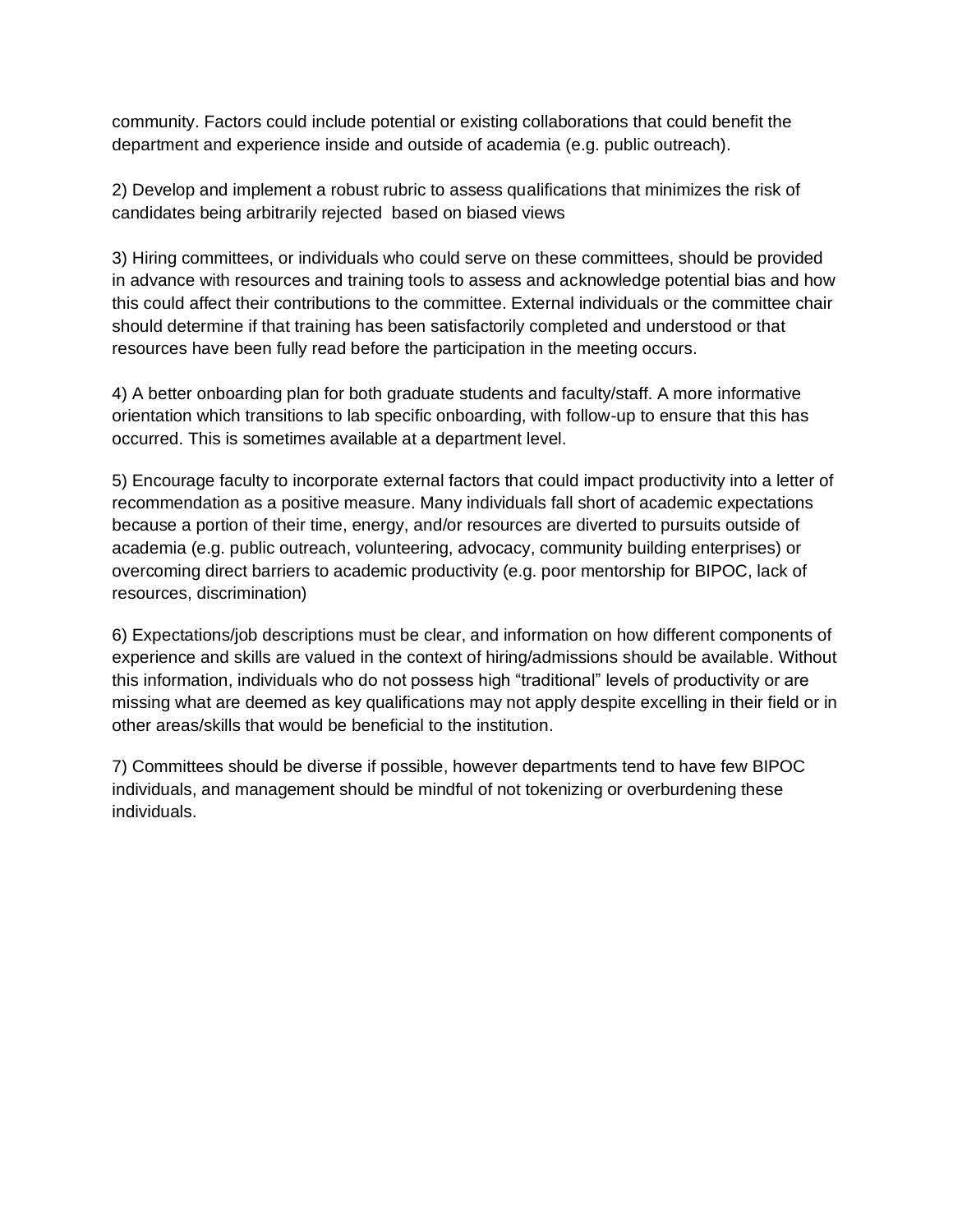community. Factors could include potential or existing collaborations that could benefit the department and experience inside and outside of academia (e.g. public outreach).

2) Develop and implement a robust rubric to assess qualifications that minimizes the risk of candidates being arbitrarily rejected based on biased views

3) Hiring committees, or individuals who could serve on these committees, should be provided in advance with resources and training tools to assess and acknowledge potential bias and how this could affect their contributions to the committee. External individuals or the committee chair should determine if that training has been satisfactorily completed and understood or that resources have been fully read before the participation in the meeting occurs.

4) A better onboarding plan for both graduate students and faculty/staff. A more informative orientation which transitions to lab specific onboarding, with follow-up to ensure that this has occurred. This is sometimes available at a department level.

5) Encourage faculty to incorporate external factors that could impact productivity into a letter of recommendation as a positive measure. Many individuals fall short of academic expectations because a portion of their time, energy, and/or resources are diverted to pursuits outside of academia (e.g. public outreach, volunteering, advocacy, community building enterprises) or overcoming direct barriers to academic productivity (e.g. poor mentorship for BIPOC, lack of resources, discrimination)

6) Expectations/job descriptions must be clear, and information on how different components of experience and skills are valued in the context of hiring/admissions should be available. Without this information, individuals who do not possess high "traditional" levels of productivity or are missing what are deemed as key qualifications may not apply despite excelling in their field or in other areas/skills that would be beneficial to the institution.

7) Committees should be diverse if possible, however departments tend to have few BIPOC individuals, and management should be mindful of not tokenizing or overburdening these individuals.